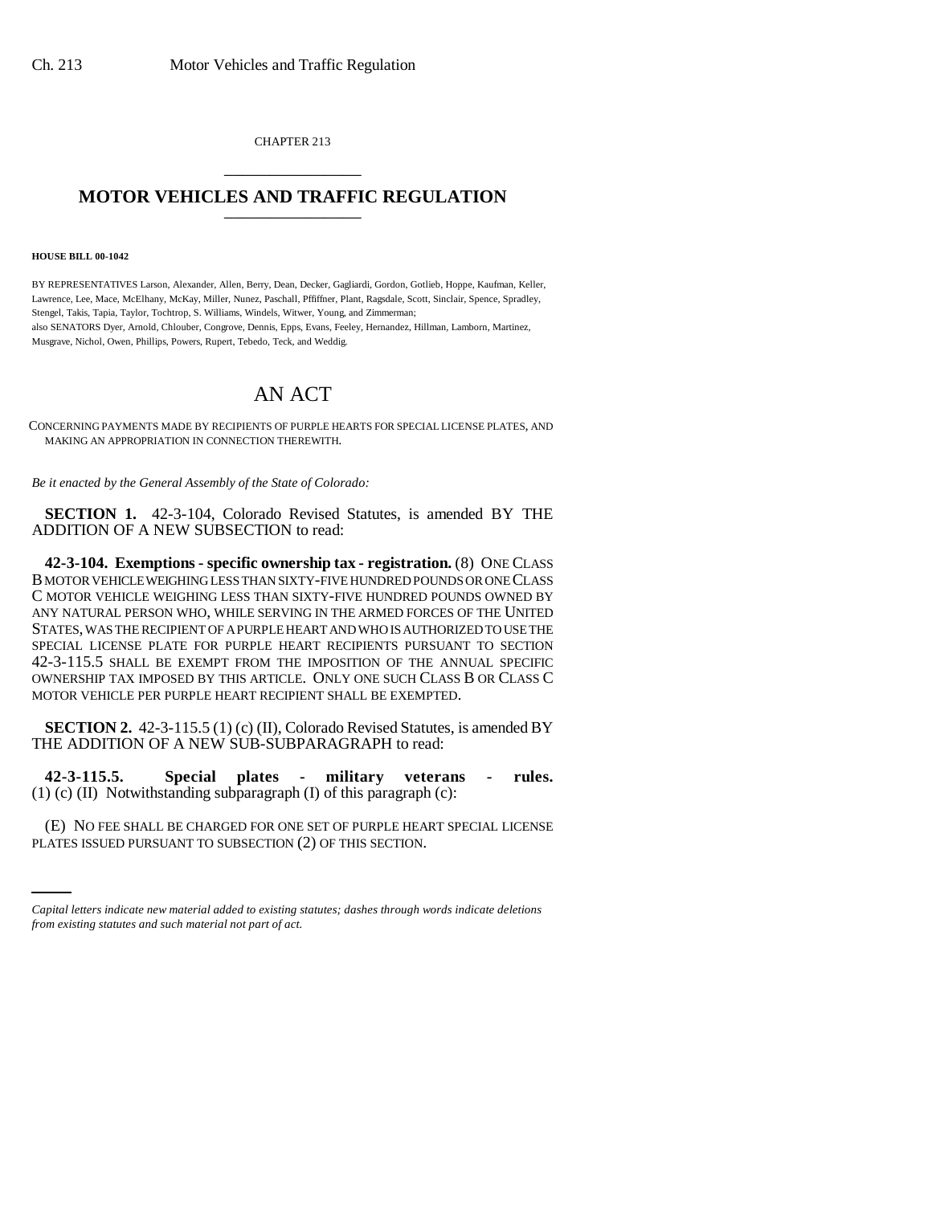CHAPTER 213

# MOTOR VEHICLES AND TRAFFIC REGULATION

**HOUSE BILL 00-1042**

BY REPRESENTATIVES Larson, Alexander, Allen, Berry, Dean, Decker, Gagliardi, Gordon, Gotlieb, Hoppe, Kaufman, Keller, Lawrence, Lee, Mace, McElhany, McKay, Miller, Nunez, Paschall, Pfiffner, Plant, Ragsdale, Scott, Sinclair, Spence, Spradley, Stengel, Takis, Tapia, Taylor, Tochtrop, S. Williams, Windels, Witwer, Young, and Zimmerman;
also SENATORS Dyer, Arnold, Chlouber, Congrove, Dennis, Epps, Evans, Feeley, Hernandez, Hillman, Lamborn, Martinez, Musgrave, Nichol, Owen, Phillips, Powers, Rupert, Tebedo, Teck, and Weddig.

# AN ACT

CONCERNING PAYMENTS MADE BY RECIPIENTS OF PURPLE HEARTS FOR SPECIAL LICENSE PLATES, AND MAKING AN APPROPRIATION IN CONNECTION THEREWITH.

*Be it enacted by the General Assembly of the State of Colorado:*

**SECTION 1.** 42-3-104, Colorado Revised Statutes, is amended BY THE ADDITION OF A NEW SUBSECTION to read:

**42-3-104. Exemptions - specific ownership tax - registration.** (8) ONE CLASS B MOTOR VEHICLE WEIGHING LESS THAN SIXTY-FIVE HUNDRED POUNDS OR ONE CLASS C MOTOR VEHICLE WEIGHING LESS THAN SIXTY-FIVE HUNDRED POUNDS OWNED BY ANY NATURAL PERSON WHO, WHILE SERVING IN THE ARMED FORCES OF THE UNITED STATES, WAS THE RECIPIENT OF A PURPLE HEART AND WHO IS AUTHORIZED TO USE THE SPECIAL LICENSE PLATE FOR PURPLE HEART RECIPIENTS PURSUANT TO SECTION 42-3-115.5 SHALL BE EXEMPT FROM THE IMPOSITION OF THE ANNUAL SPECIFIC OWNERSHIP TAX IMPOSED BY THIS ARTICLE. ONLY ONE SUCH CLASS B OR CLASS C MOTOR VEHICLE PER PURPLE HEART RECIPIENT SHALL BE EXEMPTED.

**SECTION 2.** 42-3-115.5 (1) (c) (II), Colorado Revised Statutes, is amended BY THE ADDITION OF A NEW SUB-SUBPARAGRAPH to read:

**42-3-115.5. Special plates - military veterans - rules.** (1) (c) (II) Notwithstanding subparagraph (I) of this paragraph (c):

(E) NO FEE SHALL BE CHARGED FOR ONE SET OF PURPLE HEART SPECIAL LICENSE PLATES ISSUED PURSUANT TO SUBSECTION (2) OF THIS SECTION.

*Capital letters indicate new material added to existing statutes; dashes through words indicate deletions from existing statutes and such material not part of act.*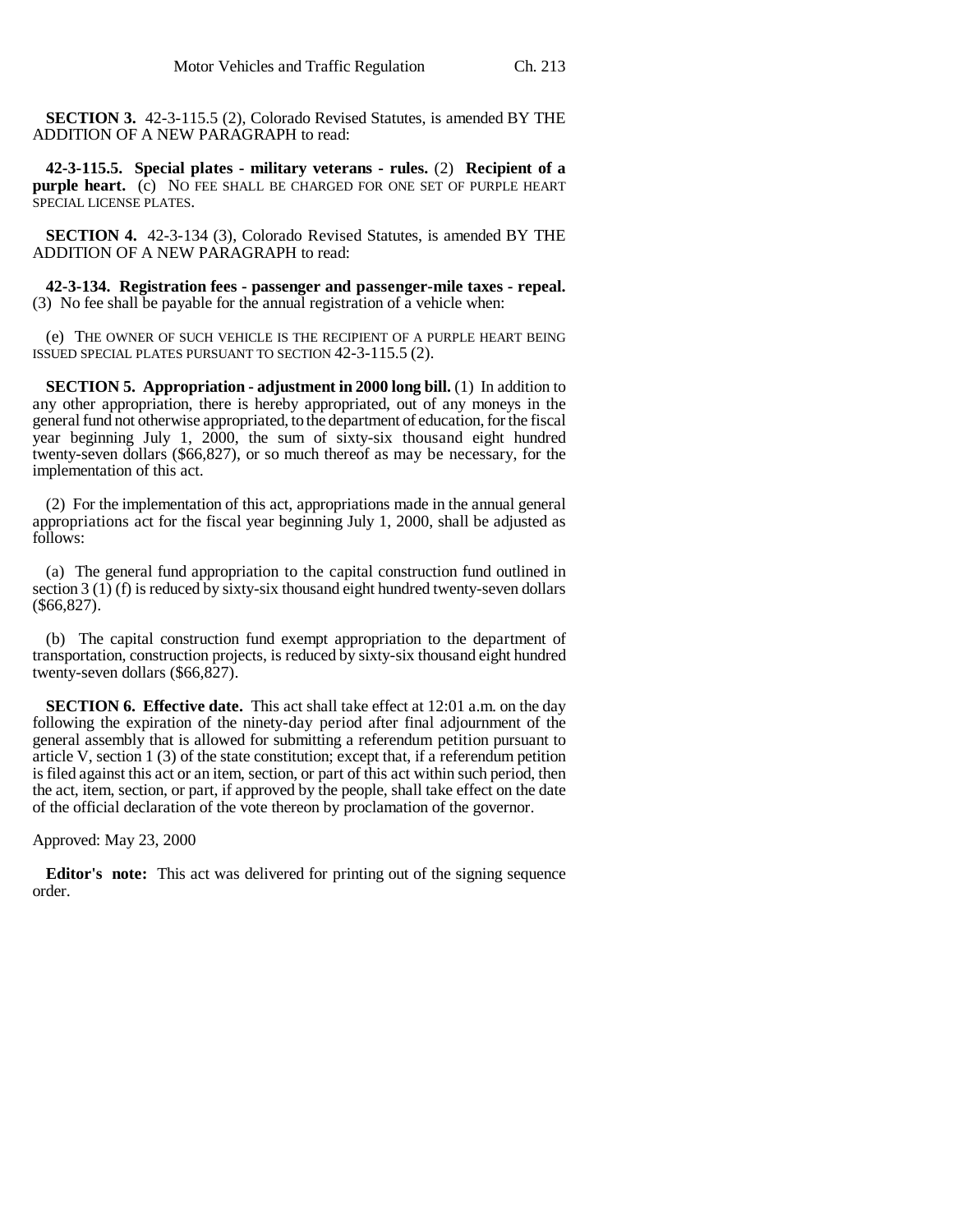**SECTION 3.** 42-3-115.5 (2), Colorado Revised Statutes, is amended BY THE ADDITION OF A NEW PARAGRAPH to read:

**42-3-115.5. Special plates - military veterans - rules.** (2) **Recipient of a purple heart.** (c) NO FEE SHALL BE CHARGED FOR ONE SET OF PURPLE HEART SPECIAL LICENSE PLATES.

**SECTION 4.** 42-3-134 (3), Colorado Revised Statutes, is amended BY THE ADDITION OF A NEW PARAGRAPH to read:

**42-3-134. Registration fees - passenger and passenger-mile taxes - repeal.** (3) No fee shall be payable for the annual registration of a vehicle when:

(e) THE OWNER OF SUCH VEHICLE IS THE RECIPIENT OF A PURPLE HEART BEING ISSUED SPECIAL PLATES PURSUANT TO SECTION 42-3-115.5 (2).

**SECTION 5. Appropriation - adjustment in 2000 long bill.** (1) In addition to any other appropriation, there is hereby appropriated, out of any moneys in the general fund not otherwise appropriated, to the department of education, for the fiscal year beginning July 1, 2000, the sum of sixty-six thousand eight hundred twenty-seven dollars ($66,827), or so much thereof as may be necessary, for the implementation of this act.

(2) For the implementation of this act, appropriations made in the annual general appropriations act for the fiscal year beginning July 1, 2000, shall be adjusted as follows:

(a) The general fund appropriation to the capital construction fund outlined in section 3 (1) (f) is reduced by sixty-six thousand eight hundred twenty-seven dollars ($66,827).

(b) The capital construction fund exempt appropriation to the department of transportation, construction projects, is reduced by sixty-six thousand eight hundred twenty-seven dollars ($66,827).

**SECTION 6. Effective date.** This act shall take effect at 12:01 a.m. on the day following the expiration of the ninety-day period after final adjournment of the general assembly that is allowed for submitting a referendum petition pursuant to article V, section 1 (3) of the state constitution; except that, if a referendum petition is filed against this act or an item, section, or part of this act within such period, then the act, item, section, or part, if approved by the people, shall take effect on the date of the official declaration of the vote thereon by proclamation of the governor.

Approved: May 23, 2000

**Editor's note:** This act was delivered for printing out of the signing sequence order.